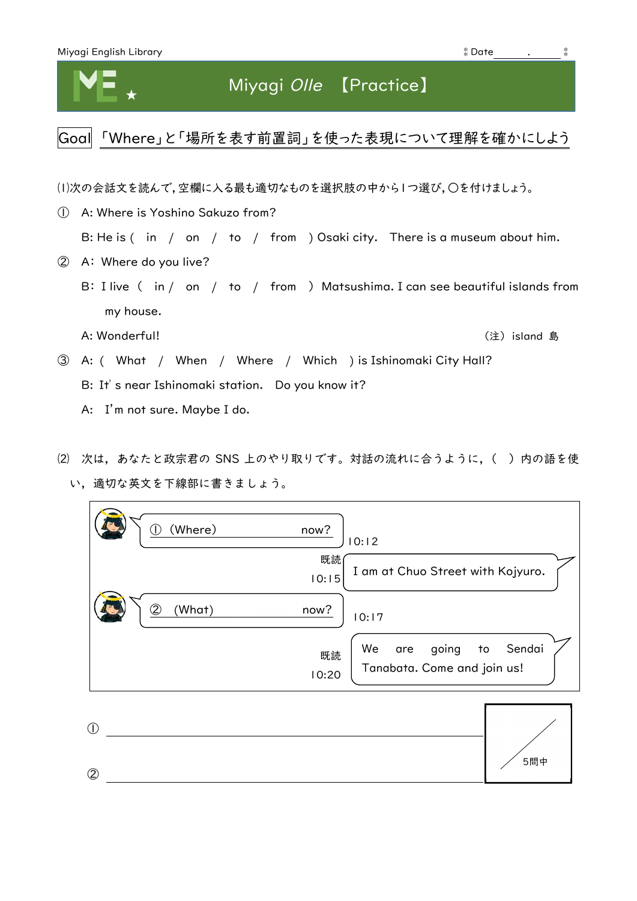Miyagi English Library　　　　　　　　　　　　　　　　　　　　　　Date＿＿＿.＿＿＿

# Miyagi *Olle* 【Practice】

**Goal** 「Where」と「場所を表す前置詞」を使った表現について理解を確かにしよう

(1)次の会話文を読んで，空欄に入る最も適切なものを選択肢の中から１つ選び，〇を付けましょう。

① A: Where is Yoshino Sakuzo from?

　B: He is ( in / on / to / from ) Osaki city. There is a museum about him.

② A: Where do you live?

　B: I live ( in / on / to / from ) Matsushima. I can see beautiful islands from my house.

　A: Wonderful!　　　　　　　　　　　　　　　　　　　　　　　　（注）island 島

③ A: ( What / When / Where / Which ) is Ishinomaki City Hall?

　B: It' s near Ishinomaki station. Do you know it?

　A: I'm not sure. Maybe I do.

(2) 次は，あなたと政宗君の SNS 上のやり取りです。対話の流れに合うように，（ ）内の語を使い，適切な英文を下線部に書きましょう。

① (Where) ＿＿＿＿＿＿＿＿ now?　10:12

既読 10:15　I am at Chuo Street with Kojyuro.

② (What) ＿＿＿＿＿＿＿＿ now?　10:17

既読 10:20　We are going to Sendai Tanabata. Come and join us!

① ＿＿＿＿＿＿＿＿＿＿＿＿＿＿＿＿＿＿＿＿＿＿＿＿＿＿＿＿＿＿

② ＿＿＿＿＿＿＿＿＿＿＿＿＿＿＿＿＿＿＿＿＿＿＿＿＿＿＿＿＿＿

／5問中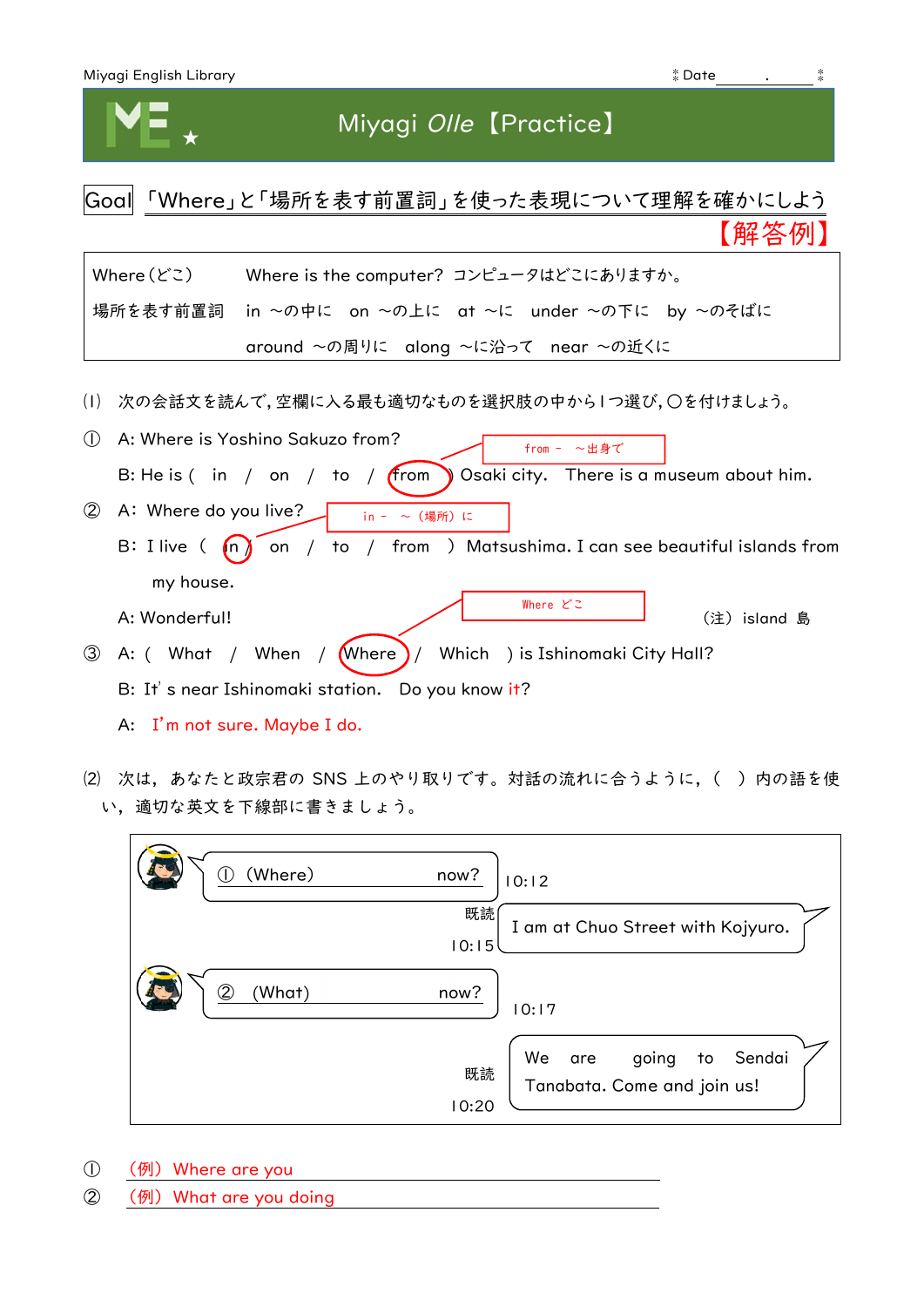Miyagi English Library　　　　　　　　　　　　　　　　　　　　　　　　Date ＿＿＿.＿＿＿

# Miyagi *Olle*【Practice】

**Goal**　「Where」と「場所を表す前置詞」を使った表現について理解を確かにしよう

【解答例】

| | |
|---|---|
| Where（どこ） | Where is the computer?　コンピュータはどこにありますか。 |
| 場所を表す前置詞 | in ～の中に　on ～の上に　at ～に　under ～の下に　by ～のそばに |
| | around ～の周りに　along ～に沿って　near ～の近くに |

(1)　次の会話文を読んで，空欄に入る最も適切なものを選択肢の中から１つ選び，〇を付けましょう。

① A: Where is Yoshino Sakuzo from?

　B: He is ( in / on / to / **from** ) Osaki city.　There is a museum about him.

　　from － ～出身で

② A: Where do you live?

　B: I live ( **in** / on / to / from ) Matsushima. I can see beautiful islands from my house.

　　in － ～（場所）に

　A: Wonderful!　　　　　　　　　　　　　　　　　　　　　（注）island 島

③ A: ( What / When / **Where** / Which ) is Ishinomaki City Hall?

　　Where どこ

　B: It' s near Ishinomaki station.　Do you know it?

　A: I'm not sure. Maybe I do.

(2)　次は，あなたと政宗君の SNS 上のやり取りです。対話の流れに合うように，（　）内の語を使い，適切な英文を下線部に書きましょう。

① (Where) ＿＿＿＿＿＿＿ now?　10:12

既読 10:15　I am at Chuo Street with Kojyuro.

② (What) ＿＿＿＿＿＿＿ now?　10:17

既読 10:20　We are going to Sendai Tanabata. Come and join us!

①　（例）Where are you

②　（例）What are you doing